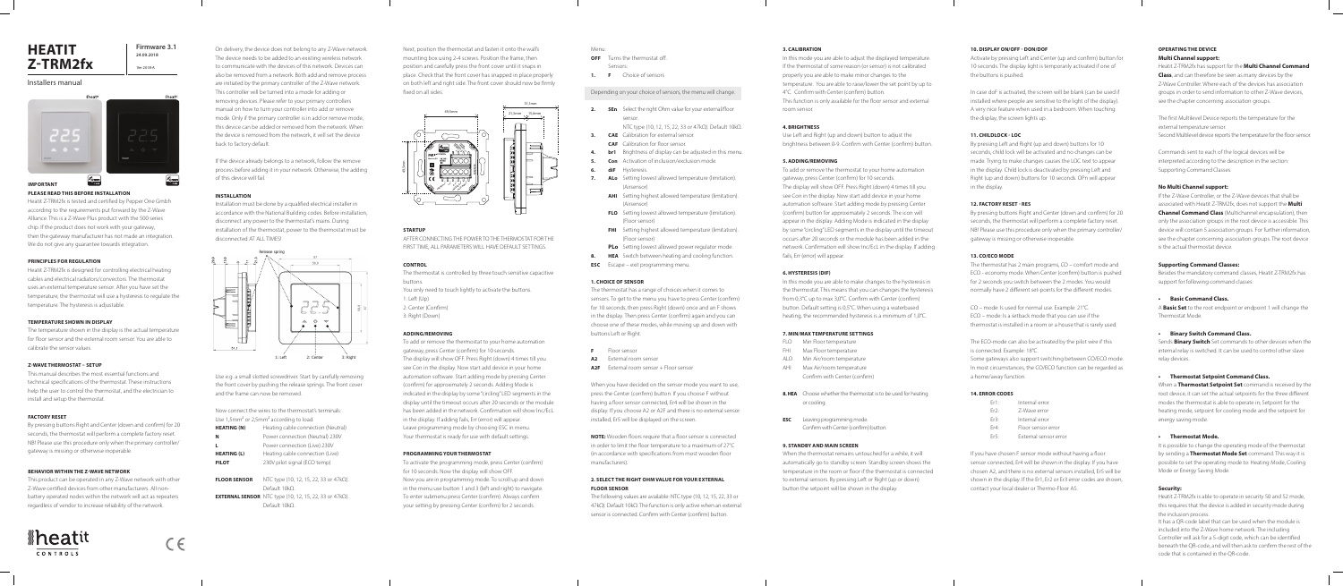# HEATIT Z-TRM2fx

**Firmware 3.1**
24.09.2018
Ver 2018-A

Installers manual

**IMPORTANT**
**PLEASE READ THIS BEFORE INSTALLATION**

Heatit Z-TRM2fx is tested and certified by Pepper One GmbH according to the requirements put forward by the Z-Wave Alliance. This is a Z-Wave Plus product with the 500 series chip. If the product does not work with your gateway, then the gateway manufacturer has not made an integration. We do not give any guarantee towards integration.

**PRINCIPLES FOR REGULATION**

Heatit Z-TRM2fx is designed for controlling electrical heating cables and electrical radiators/convectors. The thermostat uses an external temperature sensor. After you have set the temperature, the thermostat will use a hysteresis to regulate the temperature. The hysteresis is adjustable.

**TEMPERATURE SHOWN IN DISPLAY**

The temperature shown in the display is the actual temperature for floor sensor and the external room sensor. You are able to calibrate the sensor values.

**Z-WAVE THERMOSTAT – SETUP**

This manual describes the most essential functions and technical specifications of the thermostat. These instructions help the user to control the thermostat, and the electrician to install and setup the thermostat.

**FACTORY RESET**

By pressing buttons Right and Center (down and confirm) for 20 seconds, the thermostat will perform a complete factory reset. NB! Please use this procedure only when the primary controller/ gateway is missing or otherwise inoperable.

**BEHAVIOR WITHIN THE Z-WAVE NETWORK**

This product can be operated in any Z-Wave network with other Z-Wave certified devices from other manufacturers. All non-battery operated nodes within the network will act as repeaters regardless of vendor to increase reliability of the network.

On delivery, the device does not belong to any Z-Wave network. The device needs to be added to an existing wireless network to communicate with the devices of this network. Devices can also be removed from a network. Both add and remove process are initiated by the primary controller of the Z-Wave network. This controller will be turned into a mode for adding or removing devices. Please refer to your primary controllers manual on how to turn your controller into add or remove mode. Only if the primary controller is in add or remove mode, this device can be added or removed from the network. When the device is removed from the network, it will set the device back to factory default.

If the device already belongs to a network, follow the remove process before adding it in your network. Otherwise, the adding of this device will fail.

**INSTALLATION**

Installation must be done by a qualified electrical installer in accordance with the National Building codes. Before installation, disconnect any power to the thermostat's mains. During installation of the thermostat, power to the thermostat must be disconnected AT ALL TIMES!

Use e.g. a small slotted screwdriver. Start by carefully removing the front cover by pushing the release springs. The front cover and the frame can now be removed.

Now connect the wires to the thermostat's terminals:
Use $1{,}5mm^2$ or $2{,}5mm^2$ according to load.

| | |
|---|---|
| **HEATING (N)** | Heating cable connection (Neutral) |
| **N** | Power connection (Neutral) 230V |
| **L** | Power connection (Live) 230V |
| **HEATING (L)** | Heating cable connection (Live) |
| **PILOT** | 230V pilot signal (ECO temp) |

| | |
|---|---|
| **FLOOR SENSOR** | NTC type (10, 12, 15, 22, 33 or 47kΩ). Default 10kΩ. |
| **EXTERNAL SENSOR** | NTC type (10, 12, 15, 22, 33 or 47kΩ). Default 10kΩ. |

Next, position the thermostat and fasten it onto the wall's mounting box using 2-4 screws. Position the frame, then position and carefully press the front cover until it snaps in place. Check that the front cover has snapped in place properly on both left and right side. The front cover should now be firmly fixed on all sides.

**STARTUP**

AFTER CONNECTING THE POWER TO THE THERMOSTAT FOR THE FIRST TIME, ALL PARAMETERS WILL HAVE DEFAULT SETTINGS.

**CONTROL**

The thermostat is controlled by three touch sensitive capacitive buttons.
You only need to touch lightly to activate the buttons.
1: Left (Up)
2: Center (Confirm)
3: Right (Down)

**ADDING/REMOVING**

To add or remove the thermostat to your home automation gateway, press Center (confirm) for 10 seconds.
The display will show OFF. Press Right (down) 4 times till you see Con in the display. Now start add device in your home automation software. Start adding mode by pressing Center (confirm) for approximately 2 seconds. Adding Mode is indicated in the display by some "circling" LED segments in the display until the timeout occurs after 20 seconds or the module has been added in the network. Confirmation will show Inc/EcL in the display. If adding fails, Err (error) will appear. Leave programming mode by choosing ESC in menu. Your thermostat is ready for use with default settings.

**PROGRAMMING YOUR THERMOSTAT**

To activate the programming mode, press Center (confirm) for 10 seconds. Now the display will show OFF.
Now you are in programming mode. To scroll up and down in the menu use button 1 and 3 (left and right) to navigate. To enter submenu press Center (confirm). Always confirm your setting by pressing Center (confirm) for 2 seconds.

Menu:
**OFF** Turns the thermostat off.
Sensors:
**1. F** Choice of sensors

Depending on your choice of sensors, the menu will change.

**2. SEn** Select the right Ohm value for your external/floor sensor.
NTC type (10, 12, 15, 22, 33 or 47kΩ). Default 10kΩ.
**3. CAE** Calibration for external sensor.
**CAF** Calibration for floor sensor.
**4. br1** Brightness of display can be adjusted in this menu.
**5. Con** Activation of inclusion/exclusion mode.
**6. dIF** Hysteresis.
**7. ALo** Setting lowest allowed temperature (limitation). (Airsensor)
**AHI** Setting highest allowed temperature (limitation) (Airsensor)
**FLO** Setting lowest allowed temperature (limitation). (Floor sensor)
**FHI** Setting highest allowed temperature (limitation) (Floor sensor)
**PLo** Setting lowest allowed power regulator mode.
**8. HEA** Switch between heating and cooling function.
**ESC** Escape – exit programming menu.

**1. CHOICE OF SENSOR**

The thermostat has a range of choices when it comes to sensors. To get to the menu you have to press Center (confirm) for 10 seconds, then press Right (down) once and an F shows in the display. Then press Center (confirm) again and you can choose one of these modes, while moving up and down with buttons Left or Right.

**F** Floor sensor
**A2** External room sensor
**A2F** External room sensor + Floor sensor

When you have decided on the sensor mode you want to use, press the Center (confirm) button. If you choose F without having a floor sensor connected, Er4 will be shown in the display. If you choose A2 or A2F and there is no external sensor installed, Er5 will be displayed on the screen.

**NOTE:** Wooden floors require that a floor sensor is connected in order to limit the floor temperature to a maximum of 27°C (in accordance with specifications from most wooden floor manufacturers).

**2. SELECT THE RIGHT OHM VALUE FOR YOUR EXTERNAL FLOOR SENSOR**

The following values are available: NTC type (10, 12, 15, 22, 33 or 47kΩ). Default 10kΩ. This function is only active when an external sensor is connected. Confirm with Center (confirm) button.

**3. CALIBRATION**

In this mode you are able to adjust the displayed temperature. If the thermostat of some reason (or sensor) is not calibrated properly you are able to make minor changes to the temperature. You are able to raise/lower the set point by up to 4°C. Confirm with Center (confirm) button.
This function is only available for the floor sensor and external room sensor.

**4. BRIGHTNESS**

Use Left and Right (up and down) button to adjust the brightness between 0-9. Confirm with Center (confirm) button.

**5. ADDING/REMOVING**

To add or remove the thermostat to your home automation gateway, press Center (confirm) for 10 seconds.
The display will show OFF. Press Right (down) 4 times till you see Con in the display. Now start add device in your home automation software. Start adding mode by pressing Center (confirm) for approximately 2 seconds. The icon will appear in the display. Adding Mode is indicated in the display by some "circling" LED segments in the display until the timeout occurs after 20 seconds or the module has been added in the network. Confirmation will show Inc/EcL in the display. If adding fails, Err (error) will appear.

**6. HYSTERESIS (DIF)**

In this mode you are able to make changes to the hysteresis in the thermostat. This means that you can changes the hysteresis from 0,3°C up to max 3,0°C. Confirm with Center (confirm) button. Default setting is 0,5°C. When using a waterbased heating, the recommended hysteresis is a minimum of 1,0°C.

**7. MIN/MAX TEMPERATURE SETTINGS**

FLO Min Floor temperature
FHI Max Floor temperature
ALO Min Air/room temperature
AHI Max Air/room temperature
Confirm with Center (confirm)

**8. HEA** Choose whether the thermostat is to be used for heating or cooling.

**ESC** Leaving programming mode.
Confirm with Center (confirm) button.

**9. STANDBY AND MAIN SCREEN**

When the thermostat remains untouched for a while, it will automatically go to standby screen. Standby screen shows the temperature in the room or floor if the thermostat is connected to external sensors. By pressing Left or Right (up or down) button the setpoint will be shown in the display.

**10. DISPLAY ON/OFF - DON/DOF**

Activate by pressing Left and Center (up and confirm) button for 10 seconds. The display light is temporarily activated if one of the buttons is pushed.

In case doF is activated, the screen will be blank (can be used if installed where people are sensitive to the light of the display). A very nice feature when used in a bedroom. When touching the display, the screen lights up.

**11. CHILDLOCK - LOC**

By pressing Left and Right (up and down) buttons for 10 seconds, child lock will be activated and no changes can be made. Trying to make changes causes the LOC text to appear in the display. Child lock is deactivated by pressing Left and Right (up and down) buttons for 10 seconds. OPn will appear in the display.

**12. FACTORY RESET - RES**

By pressing buttons Right and Center (down and confirm) for 20 seconds, the thermostat will perform a complete factory reset. NB! Please use this procedure only when the primary controller/ gateway is missing or otherwise inoperable.

**13. CO/ECO MODE**

The thermostat has 2 main programs, CO – comfort mode and ECO - economy mode. When Center (confirm) button is pushed for 2 seconds you switch between the 2 modes. You would normally have 2 different set-points for the different modes.

CO – mode: Is used for normal use. Example: 21°C.
ECO – mode: Is a setback mode that you can use if the thermostat is installed in a room or a house that is rarely used.

The ECO-mode can also be activated by the pilot wire if this is connected. Example: 18°C.
Some gateways also support switching between CO/ECO mode. In most circumstances, the CO/ECO function can be regarded as a home/away function.

**14. ERROR CODES**

| | |
|---|---|
| Er1: | Internal error |
| Er2: | Z-Wave error |
| Er3: | Internal error |
| Er4: | Floor sensor error |
| Er5: | External sensor error |

If you have chosen F sensor mode without having a floor sensor connected, Er4 will be shown in the display. If you have chosen A2, and there is no external sensors installed, Er5 will be shown in the display. If the Er1, Er2 or Er3 error codes are shown, contact your local dealer or Thermo-Floor AS.

**OPERATING THE DEVICE**

**Multi Channel support:**

Heatit Z-TRM2fx has support for the **Multi Channel Command Class**, and can therefore be seen as many devices by the Z-Wave Controller. Where each of the devices has association groups in order to send information to other Z-Wave devices, see the chapter concerning association groups.

The first Multilevel Device reports the temperature for the external temperature sensor.
Second Multilevel device reports the temperature for the floor sensor.

Commands sent to each of the logical devices will be interpreted according to the description in the section: Supporting Command Classes.

**No Multi Channel support:**

If the Z-Wave Controller, or the Z-Wave devices that shall be associated with Heatit Z-TRM2fx, does not support the **Multi Channel Command Class** (Multichannel encapsulation), then only the association groups in the root device is accessible. This device will contain 5 association groups. For further information, see the chapter concerning association groups. The root device is the actual thermostat device.

**Supporting Command Classes:**

Besides the mandatory command classes, Heatit Z-TRM2fx has support for following command classes:

- **Basic Command Class.**

A **Basic Set** to the root endpoint or endpoint 1 will change the Thermostat Mode.

- **Binary Switch Command Class.**

Sends **Binary Switch** Set commands to other devices when the internal relay is switched. It can be used to control other slave relay devices.

- **Thermostat Setpoint Command Class.**

When a **Thermostat Setpoint Set** command is received by the root device, it can set the actual setpoints for the three different modes the thermostat is able to operate in; Setpoint for the heating mode, setpoint for cooling mode and the setpoint for energy saving mode.

- **Thermostat Mode.**

It is possible to change the operating mode of the thermostat by sending a **Thermostat Mode Set** command. This way it is possible to set the operating mode to: Heating Mode, Cooling Mode or Energy Saving Mode.

**Security:**

Heatit Z-TRM2fx is able to operate in security S0 and S2 mode, this requires that the device is added in security mode during the inclusion process.
It has a QR-code label that can be used when the module is included into the Z-Wave home network. The including Controller will ask for a 5-digit code, which can be identified beneath the QR-code, and will then ask to confirm the rest of the code that is contained in the QR-code.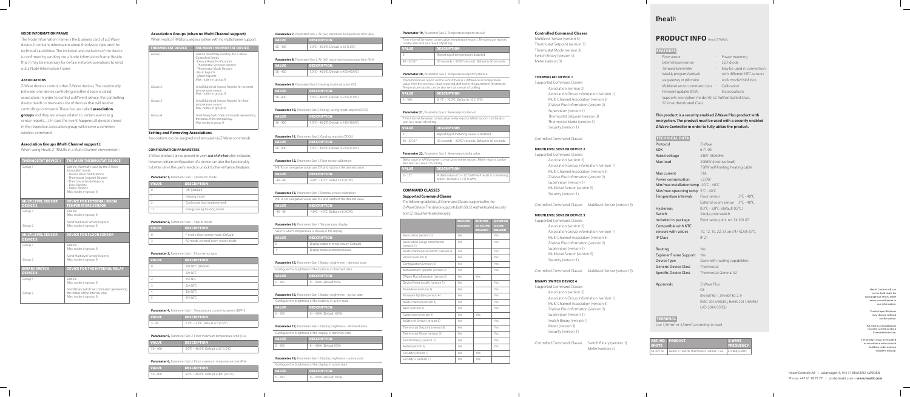## NODE INFORMATION FRAME

The Node Information Frame is the business card of a Z-Wave device. It contains information about the device type and the technical capabilities. The inclusion and exclusion of the device is confirmed by sending out a Node Information Frame. Beside this, it may be necessary for certain network operations to send out a Node Information Frame.

## ASSOCIATIONS

Z-Wave devices control other Z-Wave devices. The relationship between one device controlling another device is called association. In order to control a different device, the controlling device needs to maintain a list of devices that will receive controlling commands. These lists are called **association groups** and they are always related to certain events (e.g. sensor reports, ...). In case the event happens all devices stored in the respective association group will receive a common wireless command.

### Association Groups (Multi Channel support):

When using Heatit Z-TRM2fx in a Multi Channel-environment:

| THERMOSTAT DEVICE 1 | THE MAIN THERMOSTAT DEVICE |
|---|---|
| Group 1 | Lifeline. (Normally used by the Z-Wave Controller) Sends:<br>- Device Reset Notifications<br>- Thermostat Setpoint Reports<br>- Thermostat Mode Reports<br>- Basic Reports<br>- Meter Reports<br>Max. nodes in group: 8 |
| **MULTILEVEL SENSOR DEVICE 2** | **DEVICE FOR EXTERNAL ROOM TEMPERATURE SENSOR** |
| Group 1 | Lifeline.<br>Max. nodes in group: 8 |
| Group 2 | Send Multilevel Sensor Reports<br>Max. nodes in group: 8 |
| **MULTILEVEL SENSOR DEVICE 3** | **DEVICE FOR FLOOR SENSOR** |
| Group 1 | Lifeline.<br>Max. nodes in group: 8 |
| Group 2 | Send Multilevel Sensor Reports<br>Max. nodes in group: 8 |
| **BINARY SWITCH DEVICE 4** | **DEVICE FOR THE INTERNAL RELAY** |
| Group 1 | Lifeline.<br>Max. nodes in group: 8 |
| Group 2 | Send Binary Switch Set commands representing the status of the internal relay.<br>Max. nodes in group: 8 |

### Association Groups (when no Multi Channel support)

When Heatit Z-TRM2fx is used in a system with no multichannel support:

| THERMOSTAT DEVICE | THE MAIN THERMOSTAT DEVICE |
|---|---|
| Group 1 | Lifeline. (Normally used by the Z-Wave Controller) Sends:<br>- Device Reset Notifications<br>- Thermostat Setpoint Reports<br>- Thermostat Mode Reports<br>- Basic Reports<br>- Meter Reports<br>Max. nodes in group: 8 |
| Group 2 | Send Multilevel Sensor Reports for external temperature sensor<br>Max. nodes in group: 8 |
| Group 3 | Send Multilevel Sensor Reports for floor temperature sensor<br>Max. nodes in group: 8 |
| Group 4 | Send Binary Switch Set commands representing the status of the internal relay.<br>Max. nodes in group: 8 |

### Setting and Removing Associations

Associations can be assigned and removed via Z-Wave commands.

## CONFIGURATION PARAMETERS

Z-Wave products are supposed to work ***out of the box*** after inclusion, however certain configuration of a device can alter the functionality to better serve the user's needs or unlock further enhanced features.

**Parameter 1,** Parameter Size 1. Operation mode

| VALUE | DESCRIPTION |
|---|---|
| 0 | Off. (Default) |
| 1 | Heating mode |
| 2 | Cool mode (not implemented) |
| 11 | Energy saving heating mode |

**Parameter 2,** Parameter Size 1. Sensor mode

| VALUE | DESCRIPTION |
|---|---|
| 0 | F-mode, floor sensor mode (Default) |
| 3 | A2-mode, external room sensor mode |

**Parameter 3,** Parameter Size 1. Floor sensor type

| VALUE | DESCRIPTION |
|---|---|
| 0 | 10K NTC (Default) |
| 1 | 12K NTC |
| 2 | 15K NTC |
| 3 | 22K NTC |
| 4 | 33K NTC |
| 5 | 47K NTC |

**Parameter 4,** Parameter Size 1. Temperature control hysteresis (DIFF I)

| VALUE | DESCRIPTION |
|---|---|
| 3 - 30 | 0.3°C - 3.0°C. Default is 5 (0.5°C) |

**Parameter 5,** Parameter Size 2. Floor minimum temperature limit (FLo)

| VALUE | DESCRIPTION |
|---|---|
| 50 - 400 | 5.0°C - 40.0°C. Default is 50 (5.0°C) |

**Parameter 6,** Parameter Size 2. Floor maximum temperature limit (FHi)

| VALUE | DESCRIPTION |
|---|---|
| 50 - 400 | 5.0°C - 40.0°C. Default is 400 (40.0°C) |

**Parameter 7,** Parameter Size 2. Air (ALo) minimum temperature limit (ALo)

| VALUE | DESCRIPTION |
|---|---|
| 50 - 400 | 5.0°C - 40.0°C. Default is 50 (5.0°C) |

**Parameter 8,** Parameter Size 2. Air (AL) maximum temperature limit (AHi)

| VALUE | DESCRIPTION |
|---|---|
| 50 - 400 | 5.0°C - 40.0°C. Default is 400 (40.0°C) |

**Parameter 9,** Parameter Size 2. Heating mode setpoint (CO)

| VALUE | DESCRIPTION |
|---|---|
| 50 - 400 | 5.0°C - 40.0°C. Default is 210 (21.0°C) |

**Parameter 10,** Parameter Size 2. Energy saving mode setpoint (ECO)

| VALUE | DESCRIPTION |
|---|---|
| 50 - 400 | 5.0°C - 40.0°C. Default is 180 (18.0°C) |

**Parameter 11,** Parameter Size 2. Cooling setpoint (COOL)

| VALUE | DESCRIPTION |
|---|---|
| 50 - 400 | 5.0°C - 40.0°C. Default is 210 (21.0°C) |

**Parameter 12,** Parameter Size 1. Floor sensor calibration

NB. To set a negative value, use 255 and subtract the desired value.

| VALUE | DESCRIPTION |
|---|---|
| -40 - 40 | -4.0°C - 4.0°C. Default is 0 (0.0°C) |

**Parameter 13,** Parameter Size 1. External sensor calibration

NB. To set a negative value, use 255 and subtract the desired value.

| VALUE | DESCRIPTION |
|---|---|
| -40 - 40 | -4.0°C - 4.0°C. Default is 0 (0.0°C) |

**Parameter 14,** Parameter Size 1. Temperature display

Selects which temperature is shown on the display.

| VALUE | DESCRIPTION |
|---|---|
| 0 | Display setpoint temperature (Default) |
| 1 | Display measured temperature |

**Parameter 15,** Parameter Size 1. Button brightness – dimmed state

Configure the brightness of the buttons, in dimmed state

| VALUE | DESCRIPTION |
|---|---|
| 0 - 100 | 0 - 100% (Default 50%) |

**Parameter 16,** Parameter Size 1. Button brightness – active state

Configure the brightness of the buttons, in active state

| VALUE | DESCRIPTION |
|---|---|
| 0 - 100 | 0 - 100% (Default 100%) |

**Parameter 17,** Parameter Size 1. Display brightness – dimmed state

Configure the brightness of the display, in dimmed state

| VALUE | DESCRIPTION |
|---|---|
| 0 - 100 | 0 - 100% (Default 50%) |

**Parameter 18,** Parameter Size 1. Display brightness – active state

Configure the brightness of the display, in active state

| VALUE | DESCRIPTION |
|---|---|
| 0 - 100 | 0 - 100% (Default 100%) |

**Parameter 19,** Parameter Size 2. Temperature report interval

Time interval between consecutive temperature reports. Temperature reports can be also sent as a result of polling.

| VALUE | DESCRIPTION |
|---|---|
| 0 | Reporting of temperatures disabled |
| 30 - 32767 | 30 seconds – 32767 seconds. Default is 60 seconds |

**Parameter 20,** Parameter Size 1. Temperature report hysteresis

The temperature report will be sent if there is a difference in temperature value from the previous value reported, defined in this parameter (hysteresis). Temperature reports can be also sent as a result of polling.

| VALUE | DESCRIPTION |
|---|---|
| 1 - 100 | 0.1°C – 10.0°C. Default is 10 (1.0°C) |

**Parameter 21,** Parameter Size 2. Meter report interval

Time interval between consecutive meter reports. Meter reports can be also sent as a result of polling.

| VALUE | DESCRIPTION |
|---|---|
| 0 | Reporting of metering values is disabled |
| 30 - 32767 | 30 seconds – 32767 seconds. Default is 60 seconds |

**Parameter 22,** Parameter Size 1. Meter report delta value

Delta value in kWh between consecutive meter reports. Meter reports can be also sent as a result of polling.

| VALUE | DESCRIPTION |
|---|---|
| 0 - 127 | A delta value of 0 – 12.7 kWh will result in a metering report. Default is 10 (1.0 kWh) |

## COMMAND CLASSES

### Supported Command Classes

The following table lists all Command Classes supported by the Z-Wave Device. The device supports both S0, S2 Authenticated security and S2 Unauthenticated security.

| | NON-SECURE INCLUSION | NON-SECURE ON SECURE INCLUSION | SECURE ON SECURE INCLUSION |
|---|---|---|---|
| Association (version 2) | Yes | | Yes |
| Association Group Information (version 1) | Yes | | Yes |
| Multi Channel Association (version 3) | Yes | | Yes |
| Version (version 3) | Yes | | Yes |
| Configuration (version 3) | Yes | | Yes |
| Manufacturer Specific (version 2) | Yes | | Yes |
| Z-Wave Plus Information (version 2) | Yes | Yes | |
| Device Reset Locally (version 1) | Yes | | Yes |
| Powerlevel (version 1) | Yes | | Yes |
| Firmware Update (version 4) | Yes | | Yes |
| Multi Channel (version 4) | Yes | | Yes |
| Basic (version 2) | Yes | | Yes |
| Supervision (version 1) | Yes | Yes | |
| Multilevel Sensor (version 5) | Yes | | Yes |
| Thermostat Setpoint (version 3) | Yes | | Yes |
| Thermostat Mode (version 3) | Yes | | Yes |
| Switch Binary (version 1) | Yes | | Yes |
| Meter (version 3) | Yes | | Yes |
| Security (version 1) | Yes | Yes | |
| Security 2 (version 1) | Yes | Yes | |

### Controlled Command Classes

Multilevel Sensor (version 5)
Thermostat Setpoint (version 3)
Thermostat Mode (version 3)
Switch Binary (version 1)
Meter (version 3)

### THERMOSTAT DEVICE 1

Supported Command Classes
- Association (version 2)
- Association Group Information (version 1)
- Multi Channel Association (version 3)
- Z-Wave Plus Information (version 2)
- Supervision (version 1)
- Thermostat Setpoint (version 3)
- Thermostat Mode (version 3)
- Security (version 1)

Controlled Command Classes

### MULTILEVEL SENSOR DEVICE 2

Supported Command Classes
- Association (version 2)
- Association Group Information (version 1)
- Multi Channel Association (version 3)
- Z-Wave Plus Information (version 2)
- Supervision (version 1)
- Multilevel Sensor (version 5)
- Security (version 1)

Controlled Command Classes — Multilevel Sensor (version 5)

### MULTILEVEL SENSOR DEVICE 3

Supported Command Classes
- Association (version 2)
- Association Group Information (version 1)
- Multi Channel Association (version 3)
- Z-Wave Plus Information (version 2)
- Supervision (version 1)
- Multilevel Sensor (version 5)
- Security (version 1)

Controlled Command Classes — Multilevel Sensor (version 5)

### BINARY SWITCH DEVICE 4

Supported Command Classes
- Association (version 2)
- Association Group Information (version 1)
- Multi Channel Association (version 3)
- Z-Wave Plus Information (version 2)
- Supervision (version 1)
- Switch Binary (version 1)
- Meter (version 3)
- Security (version 1)

Controlled Command Classes — Switch Binary (version 1), Meter (version 3)

Heatit

# PRODUCT INFO Heatit Z-TRM2fx

## FEATURES

- Floor sensor
- External room sensor
- Temperature limiter
- Weekly program/setback via gateway or pilot wire
- Multilevel sensor command class
- Firmware updates (OTA)
- Supports encryption mode: S0, S2 Authenticated Class, S2 Unauthenticated Class
- Power metering
- LED-diode
- May be used in connection with different NTC-sensors
- Lock mode/child lock
- Calibration
- 8 associations

**This product is a security enabled Z-Wave Plus product with encryption. The product must be used with a security enabled Z-Wave Controller in order to fully utilize the product.**

## TECHNICAL DATA

| | | |
|---|---|---|
| Protocol | Z-Wave | |
| SDK | 6.71.03 | |
| Rated voltage | 230V 50/60Hz | |
| Max load | 2900W (resistive load) | |
| | 750W self-limiting heating cable | |
| Max current | 13A | |
| Power consumption | <2,0W | |
| Min/max installation temp. | -20°C - 40°C | |
| Min/max operating temp. | 5°C - 40°C | |
| Temperature intervals | Floor sensor | 5°C - 40°C |
| | External room sensor | 5°C - 40°C |
| Hysteresis | 0,3°C - 3,0°C (default 0,5°C) | |
| Switch | Single-pole switch | |
| Included in package | Floor sensor, Art. no. 54 301 07 | |
| Compatible with NTC sensors with values | 10, 12, 15, 22, 33 and 47 kΩ @ 25°C | |
| IP Class | IP 21 | |
| Routing | Yes | |
| Explorer Frame Support | Yes | |
| Device Type | Slave with routing capabilities | |
| Generic Device Class | Thermostat | |
| Specific Device Class | Thermostat General V2 | |
| Approvals | Z-Wave Plus | |
| | CE | |
| | EN 60730-1, EN 60730-2-9 | |
| | EMC 2014/30/EU, RoHS 2011/65/EU | |
| | LVD 2014/35/EU | |

## TERMINAL

Use 1,5mm² or 2,5mm² according to load.

Heatit Controls AB can not be held liable for typographical errors, other errors or omittances in our information.

Product specifications may change without further notice.

All electrical installations must be carried out by a licensed electrician.

The product must be installed in accordance with national building codes and our installers manual.

| ART. NO. WHITE | PRODUCT | Z-WAVE FREQUENCY |
|---|---|---|
| 54 305 60 | Heatit Z-TRM2fx thermostat 2900W 13A | EU 868.4 MHz |

Heatit Controls AB | Lakanvägen 4, 454 31 BRASTAD, SWEDEN
Phone: +47 61 18 77 77 | post@heatit.com – **www.heatit.com**